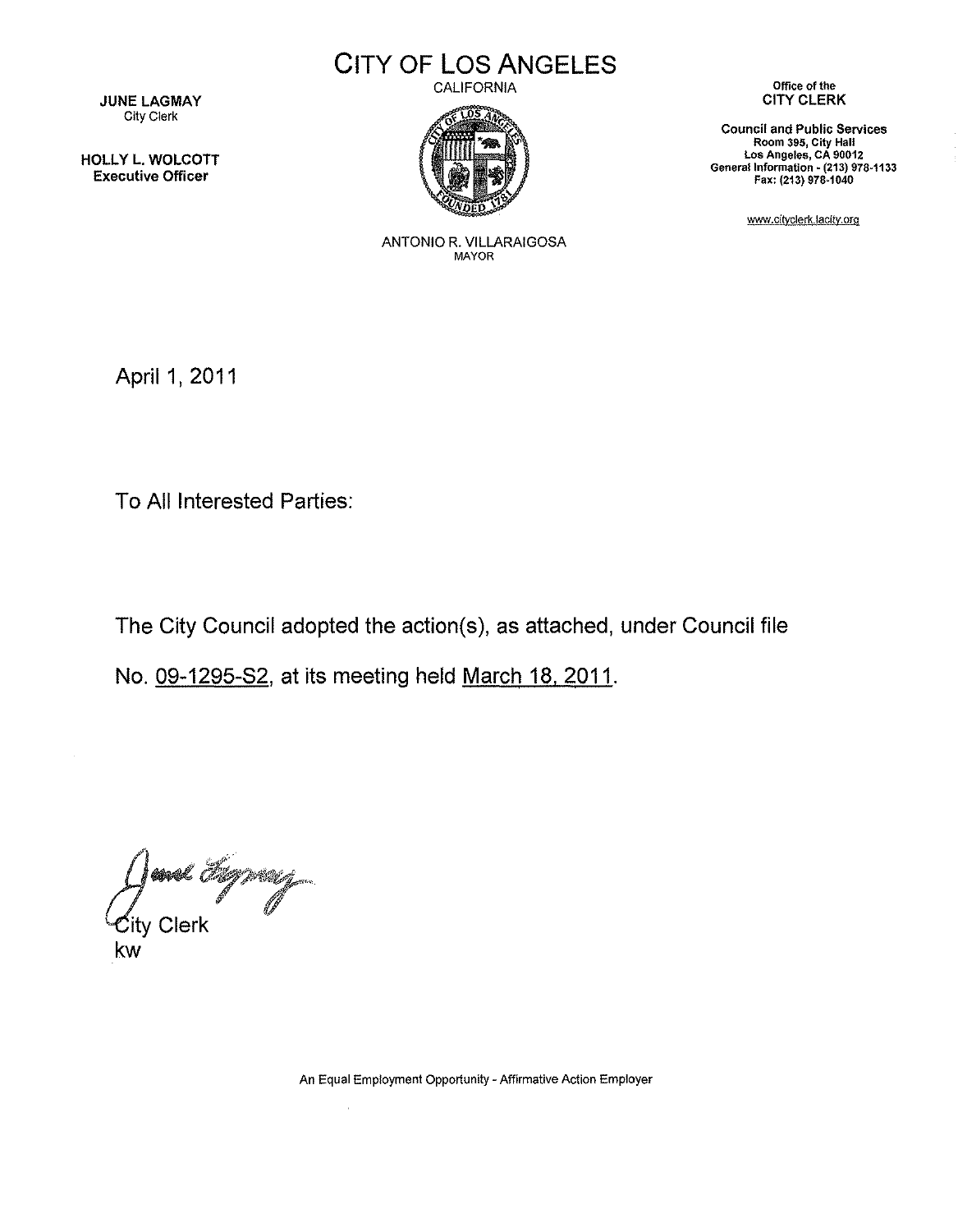# CITY OF LOS ANGELES

CALIFORNIA

**JUNE LAGMAY**
City Clerk

**HOLLY L. WOLCOTT**
Executive Officer

ANTONIO R. VILLARAIGOSA
MAYOR

Office of the
**CITY CLERK**

**Council and Public Services**
**Room 395, City Hall**
**Los Angeles, CA 90012**
**General Information - (213) 978-1133**
**Fax: (213) 978-1040**

www.cityclerk.lacity.org

April 1, 2011

To All Interested Parties:

The City Council adopted the action(s), as attached, under Council file No. 09-1295-S2, at its meeting held March 18, 2011.

City Clerk
kw

An Equal Employment Opportunity - Affirmative Action Employer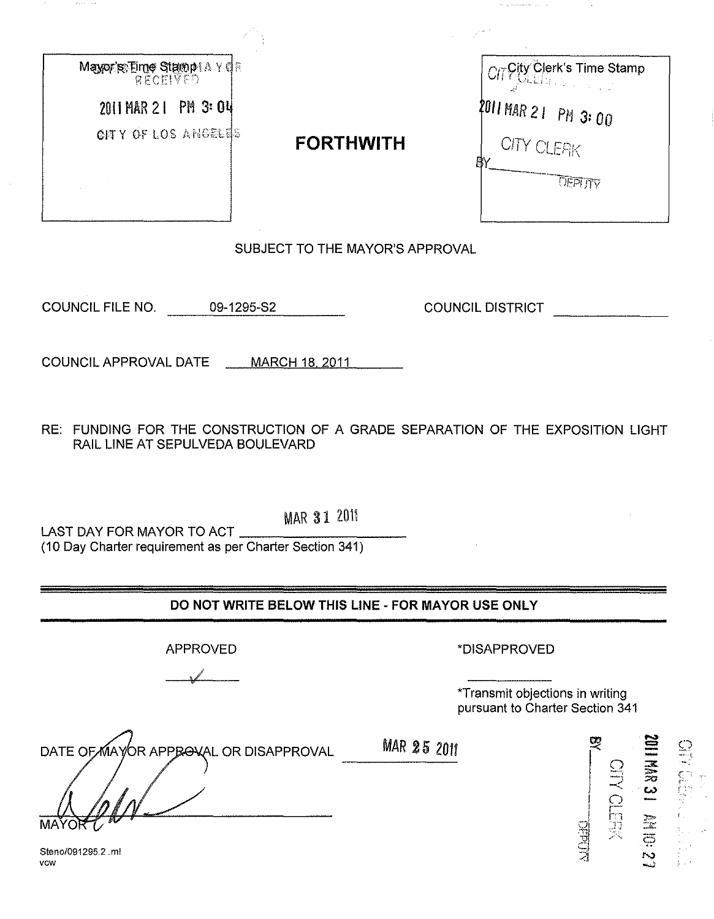Mayor's Time Stamp

RECEIVED

2011 MAR 21 PM 3:04

CITY OF LOS ANGELES

**FORTHWITH**

City Clerk's Time Stamp

2011 MAR 21 PM 3:00

CITY CLERK

BY\_\_\_\_\_\_\_\_\_\_ DEPUTY

SUBJECT TO THE MAYOR'S APPROVAL

COUNCIL FILE NO. 09-1295-S2 COUNCIL DISTRICT \_\_\_\_\_\_\_\_\_\_

COUNCIL APPROVAL DATE MARCH 18, 2011

RE: FUNDING FOR THE CONSTRUCTION OF A GRADE SEPARATION OF THE EXPOSITION LIGHT RAIL LINE AT SEPULVEDA BOULEVARD

LAST DAY FOR MAYOR TO ACT MAR 31 2011
(10 Day Charter requirement as per Charter Section 341)

---

**DO NOT WRITE BELOW THIS LINE - FOR MAYOR USE ONLY**

---

APPROVED ✓

\*DISAPPROVED \_\_\_\_\_\_\_\_\_\_

\*Transmit objections in writing pursuant to Charter Section 341

DATE OF MAYOR APPROVAL OR DISAPPROVAL MAR 25 2011

MAYOR

CITY CLERK

2011 MAR 31 AM 10:27

CITY CLERK

BY\_\_\_\_\_\_\_\_\_\_ DEPUTY

Steno/091295.2 .ml
vcw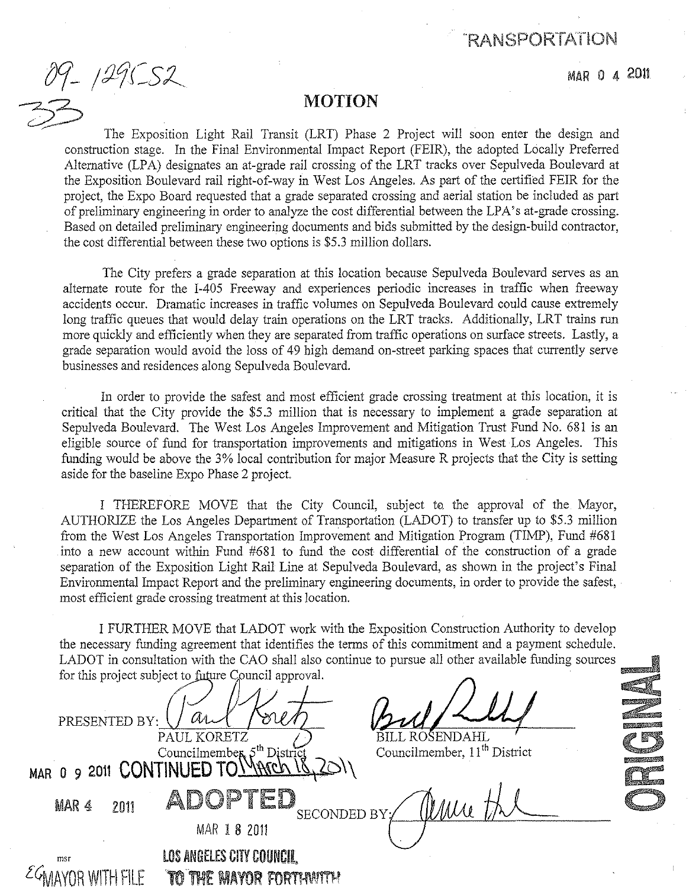TRANSPORTATION

09-1295-S2

33

MAR 0 4 2011

# MOTION

The Exposition Light Rail Transit (LRT) Phase 2 Project will soon enter the design and construction stage. In the Final Environmental Impact Report (FEIR), the adopted Locally Preferred Alternative (LPA) designates an at-grade rail crossing of the LRT tracks over Sepulveda Boulevard at the Exposition Boulevard rail right-of-way in West Los Angeles. As part of the certified FEIR for the project, the Expo Board requested that a grade separated crossing and aerial station be included as part of preliminary engineering in order to analyze the cost differential between the LPA's at-grade crossing. Based on detailed preliminary engineering documents and bids submitted by the design-build contractor, the cost differential between these two options is $5.3 million dollars.

The City prefers a grade separation at this location because Sepulveda Boulevard serves as an alternate route for the I-405 Freeway and experiences periodic increases in traffic when freeway accidents occur. Dramatic increases in traffic volumes on Sepulveda Boulevard could cause extremely long traffic queues that would delay train operations on the LRT tracks. Additionally, LRT trains run more quickly and efficiently when they are separated from traffic operations on surface streets. Lastly, a grade separation would avoid the loss of 49 high demand on-street parking spaces that currently serve businesses and residences along Sepulveda Boulevard.

In order to provide the safest and most efficient grade crossing treatment at this location, it is critical that the City provide the $5.3 million that is necessary to implement a grade separation at Sepulveda Boulevard. The West Los Angeles Improvement and Mitigation Trust Fund No. 681 is an eligible source of fund for transportation improvements and mitigations in West Los Angeles. This funding would be above the 3% local contribution for major Measure R projects that the City is setting aside for the baseline Expo Phase 2 project.

I THEREFORE MOVE that the City Council, subject to the approval of the Mayor, AUTHORIZE the Los Angeles Department of Transportation (LADOT) to transfer up to $5.3 million from the West Los Angeles Transportation Improvement and Mitigation Program (TIMP), Fund #681 into a new account within Fund #681 to fund the cost differential of the construction of a grade separation of the Exposition Light Rail Line at Sepulveda Boulevard, as shown in the project's Final Environmental Impact Report and the preliminary engineering documents, in order to provide the safest, most efficient grade crossing treatment at this location.

I FURTHER MOVE that LADOT work with the Exposition Construction Authority to develop the necessary funding agreement that identifies the terms of this commitment and a payment schedule. LADOT in consultation with the CAO shall also continue to pursue all other available funding sources for this project subject to future Council approval.

PRESENTED BY: *[signature]*
PAUL KORETZ
Councilmember, 5[th] District

*[signature]*
BILL ROSENDAHL
Councilmember, 11[th] District

MAR 0 9 2011 CONTINUED TO March 18, 2011

MAR 4 2011

ADOPTED
MAR 1 8 2011
LOS ANGELES CITY COUNCIL
TO THE MAYOR FORTHWITH

SECONDED BY: *[signature]*

msr

EG MAYOR WITH FILE

ORIGINAL